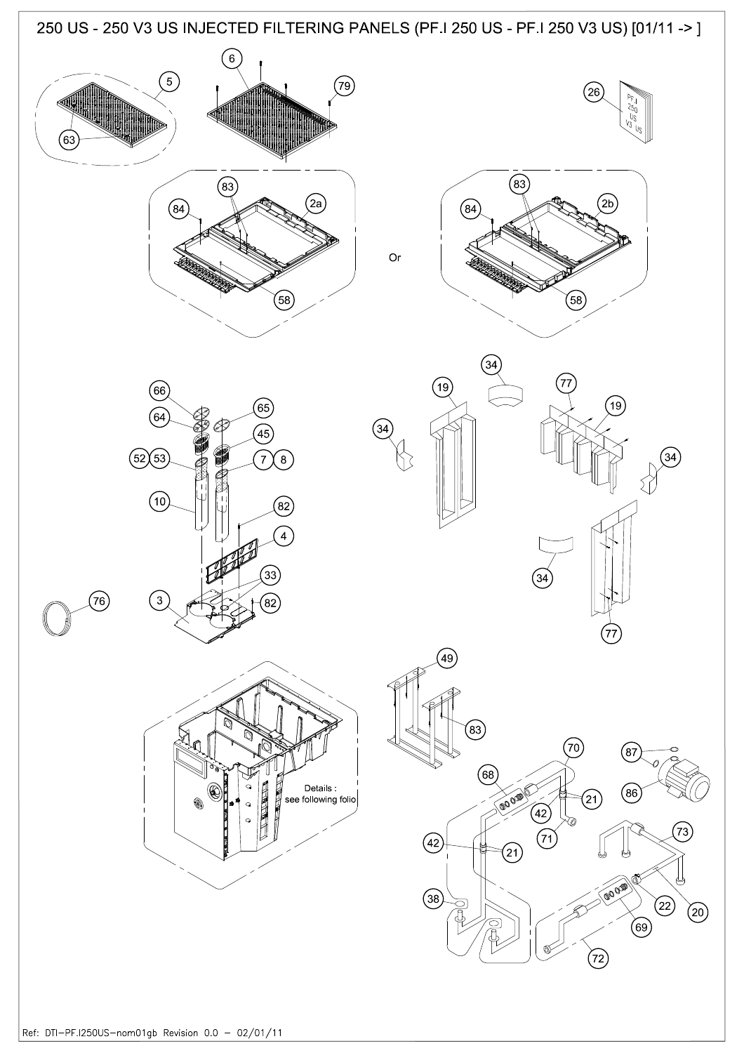# 250 US - 250 V3 US INJECTED FILTERING PANELS (PF.I 250 US - PF.I 250 V3 US) [01/11 -> ]

Or

Details : see following folio

Ref: DTI-PF.I250US-nom01gb Revision 0.0 - 02/01/11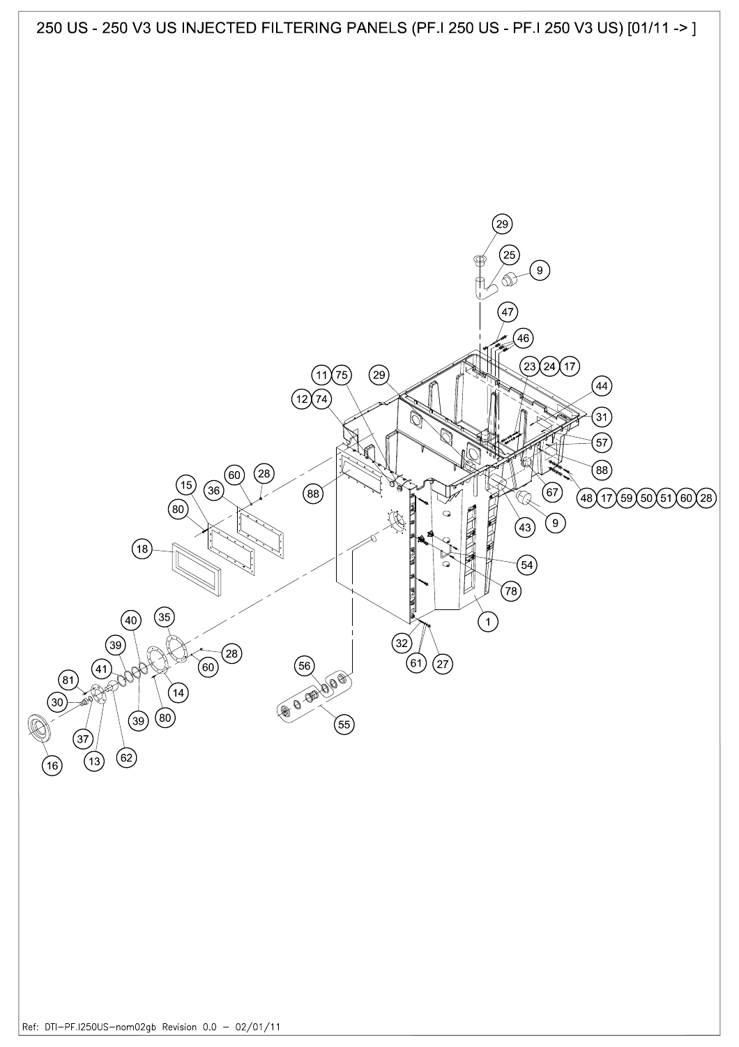# 250 US - 250 V3 US INJECTED FILTERING PANELS (PF.I 250 US - PF.I 250 V3 US) [01/11 -> ]

Ref: DTI-PF.I250US-nom02gb Revision 0.0 – 02/01/11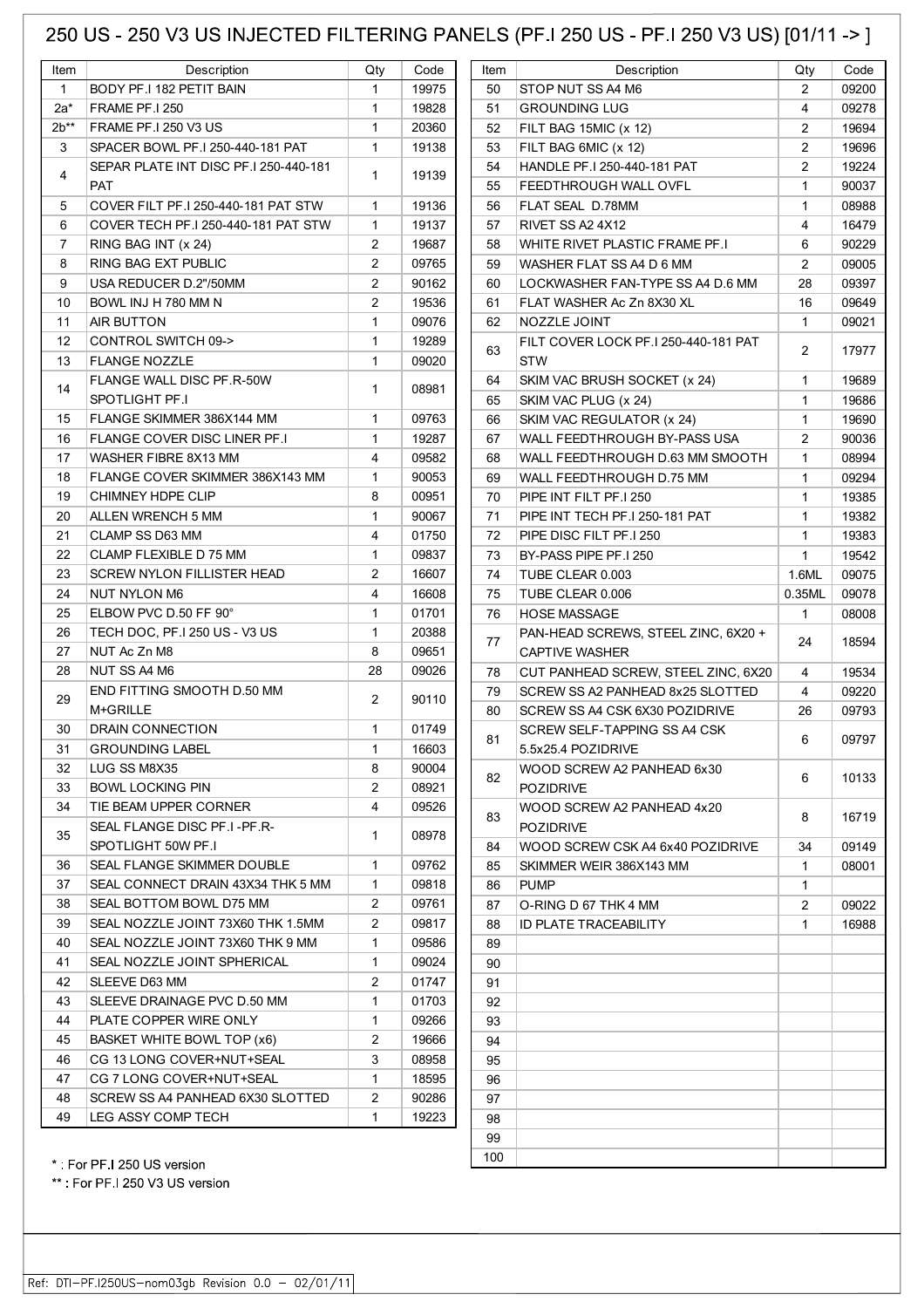# 250 US - 250 V3 US INJECTED FILTERING PANELS (PF.I 250 US - PF.I 250 V3 US) [01/11 -> ]

| Item | Description | Qty | Code |
|---|---|---|---|
| 1 | BODY PF.I 182 PETIT BAIN | 1 | 19975 |
| 2a* | FRAME PF.I 250 | 1 | 19828 |
| 2b** | FRAME PF.I 250 V3 US | 1 | 20360 |
| 3 | SPACER BOWL PF.I 250-440-181 PAT | 1 | 19138 |
| 4 | SEPAR PLATE INT DISC PF.I 250-440-181 PAT | 1 | 19139 |
| 5 | COVER FILT PF.I 250-440-181 PAT STW | 1 | 19136 |
| 6 | COVER TECH PF.I 250-440-181 PAT STW | 1 | 19137 |
| 7 | RING BAG INT (x 24) | 2 | 19687 |
| 8 | RING BAG EXT PUBLIC | 2 | 09765 |
| 9 | USA REDUCER D.2"/50MM | 2 | 90162 |
| 10 | BOWL INJ H 780 MM N | 2 | 19536 |
| 11 | AIR BUTTON | 1 | 09076 |
| 12 | CONTROL SWITCH 09-> | 1 | 19289 |
| 13 | FLANGE NOZZLE | 1 | 09020 |
| 14 | FLANGE WALL DISC PF.R-50W SPOTLIGHT PF.I | 1 | 08981 |
| 15 | FLANGE SKIMMER 386X144 MM | 1 | 09763 |
| 16 | FLANGE COVER DISC LINER PF.I | 1 | 19287 |
| 17 | WASHER FIBRE 8X13 MM | 4 | 09582 |
| 18 | FLANGE COVER SKIMMER 386X143 MM | 1 | 90053 |
| 19 | CHIMNEY HDPE CLIP | 8 | 00951 |
| 20 | ALLEN WRENCH 5 MM | 1 | 90067 |
| 21 | CLAMP SS D63 MM | 4 | 01750 |
| 22 | CLAMP FLEXIBLE D 75 MM | 1 | 09837 |
| 23 | SCREW NYLON FILLISTER HEAD | 2 | 16607 |
| 24 | NUT NYLON M6 | 4 | 16608 |
| 25 | ELBOW PVC D.50 FF 90° | 1 | 01701 |
| 26 | TECH DOC, PF.I 250 US - V3 US | 1 | 20388 |
| 27 | NUT Ac Zn M8 | 8 | 09651 |
| 28 | NUT SS A4 M6 | 28 | 09026 |
| 29 | END FITTING SMOOTH D.50 MM M+GRILLE | 2 | 90110 |
| 30 | DRAIN CONNECTION | 1 | 01749 |
| 31 | GROUNDING LABEL | 1 | 16603 |
| 32 | LUG SS M8X35 | 8 | 90004 |
| 33 | BOWL LOCKING PIN | 2 | 08921 |
| 34 | TIE BEAM UPPER CORNER | 4 | 09526 |
| 35 | SEAL FLANGE DISC PF.I -PF.R-SPOTLIGHT 50W PF.I | 1 | 08978 |
| 36 | SEAL FLANGE SKIMMER DOUBLE | 1 | 09762 |
| 37 | SEAL CONNECT DRAIN 43X34 THK 5 MM | 1 | 09818 |
| 38 | SEAL BOTTOM BOWL D75 MM | 2 | 09761 |
| 39 | SEAL NOZZLE JOINT 73X60 THK 1.5MM | 2 | 09817 |
| 40 | SEAL NOZZLE JOINT 73X60 THK 9 MM | 1 | 09586 |
| 41 | SEAL NOZZLE JOINT SPHERICAL | 1 | 09024 |
| 42 | SLEEVE D63 MM | 2 | 01747 |
| 43 | SLEEVE DRAINAGE PVC D.50 MM | 1 | 01703 |
| 44 | PLATE COPPER WIRE ONLY | 1 | 09266 |
| 45 | BASKET WHITE BOWL TOP (x6) | 2 | 19666 |
| 46 | CG 13 LONG COVER+NUT+SEAL | 3 | 08958 |
| 47 | CG 7 LONG COVER+NUT+SEAL | 1 | 18595 |
| 48 | SCREW SS A4 PANHEAD 6X30 SLOTTED | 2 | 90286 |
| 49 | LEG ASSY COMP TECH | 1 | 19223 |
| 50 | STOP NUT SS A4 M6 | 2 | 09200 |
| 51 | GROUNDING LUG | 4 | 09278 |
| 52 | FILT BAG 15MIC (x 12) | 2 | 19694 |
| 53 | FILT BAG 6MIC (x 12) | 2 | 19696 |
| 54 | HANDLE PF.I 250-440-181 PAT | 2 | 19224 |
| 55 | FEEDTHROUGH WALL OVFL | 1 | 90037 |
| 56 | FLAT SEAL D.78MM | 1 | 08988 |
| 57 | RIVET SS A2 4X12 | 4 | 16479 |
| 58 | WHITE RIVET PLASTIC FRAME PF.I | 6 | 90229 |
| 59 | WASHER FLAT SS A4 D 6 MM | 2 | 09005 |
| 60 | LOCKWASHER FAN-TYPE SS A4 D.6 MM | 28 | 09397 |
| 61 | FLAT WASHER Ac Zn 8X30 XL | 16 | 09649 |
| 62 | NOZZLE JOINT | 1 | 09021 |
| 63 | FILT COVER LOCK PF.I 250-440-181 PAT STW | 2 | 17977 |
| 64 | SKIM VAC BRUSH SOCKET (x 24) | 1 | 19689 |
| 65 | SKIM VAC PLUG (x 24) | 1 | 19686 |
| 66 | SKIM VAC REGULATOR (x 24) | 1 | 19690 |
| 67 | WALL FEEDTHROUGH BY-PASS USA | 2 | 90036 |
| 68 | WALL FEEDTHROUGH D.63 MM SMOOTH | 1 | 08994 |
| 69 | WALL FEEDTHROUGH D.75 MM | 1 | 09294 |
| 70 | PIPE INT FILT PF.I 250 | 1 | 19385 |
| 71 | PIPE INT TECH PF.I 250-181 PAT | 1 | 19382 |
| 72 | PIPE DISC FILT PF.I 250 | 1 | 19383 |
| 73 | BY-PASS PIPE PF.I 250 | 1 | 19542 |
| 74 | TUBE CLEAR 0.003 | 1.6ML | 09075 |
| 75 | TUBE CLEAR 0.006 | 0.35ML | 09078 |
| 76 | HOSE MASSAGE | 1 | 08008 |
| 77 | PAN-HEAD SCREWS, STEEL ZINC, 6X20 + CAPTIVE WASHER | 24 | 18594 |
| 78 | CUT PANHEAD SCREW, STEEL ZINC, 6X20 | 4 | 19534 |
| 79 | SCREW SS A2 PANHEAD 8x25 SLOTTED | 4 | 09220 |
| 80 | SCREW SS A4 CSK 6X30 POZIDRIVE | 26 | 09793 |
| 81 | SCREW SELF-TAPPING SS A4 CSK 5.5x25.4 POZIDRIVE | 6 | 09797 |
| 82 | WOOD SCREW A2 PANHEAD 6x30 POZIDRIVE | 6 | 10133 |
| 83 | WOOD SCREW A2 PANHEAD 4x20 POZIDRIVE | 8 | 16719 |
| 84 | WOOD SCREW CSK A4 6x40 POZIDRIVE | 34 | 09149 |
| 85 | SKIMMER WEIR 386X143 MM | 1 | 08001 |
| 86 | PUMP | 1 | |
| 87 | O-RING D 67 THK 4 MM | 2 | 09022 |
| 88 | ID PLATE TRACEABILITY | 1 | 16988 |
| 89 | | | |
| 90 | | | |
| 91 | | | |
| 92 | | | |
| 93 | | | |
| 94 | | | |
| 95 | | | |
| 96 | | | |
| 97 | | | |
| 98 | | | |
| 99 | | | |
| 100 | | | |

* : For PF.I 250 US version

** : For PF.I 250 V3 US version

Ref: DTI-PF.I250US-nom03gb Revision 0.0 - 02/01/11